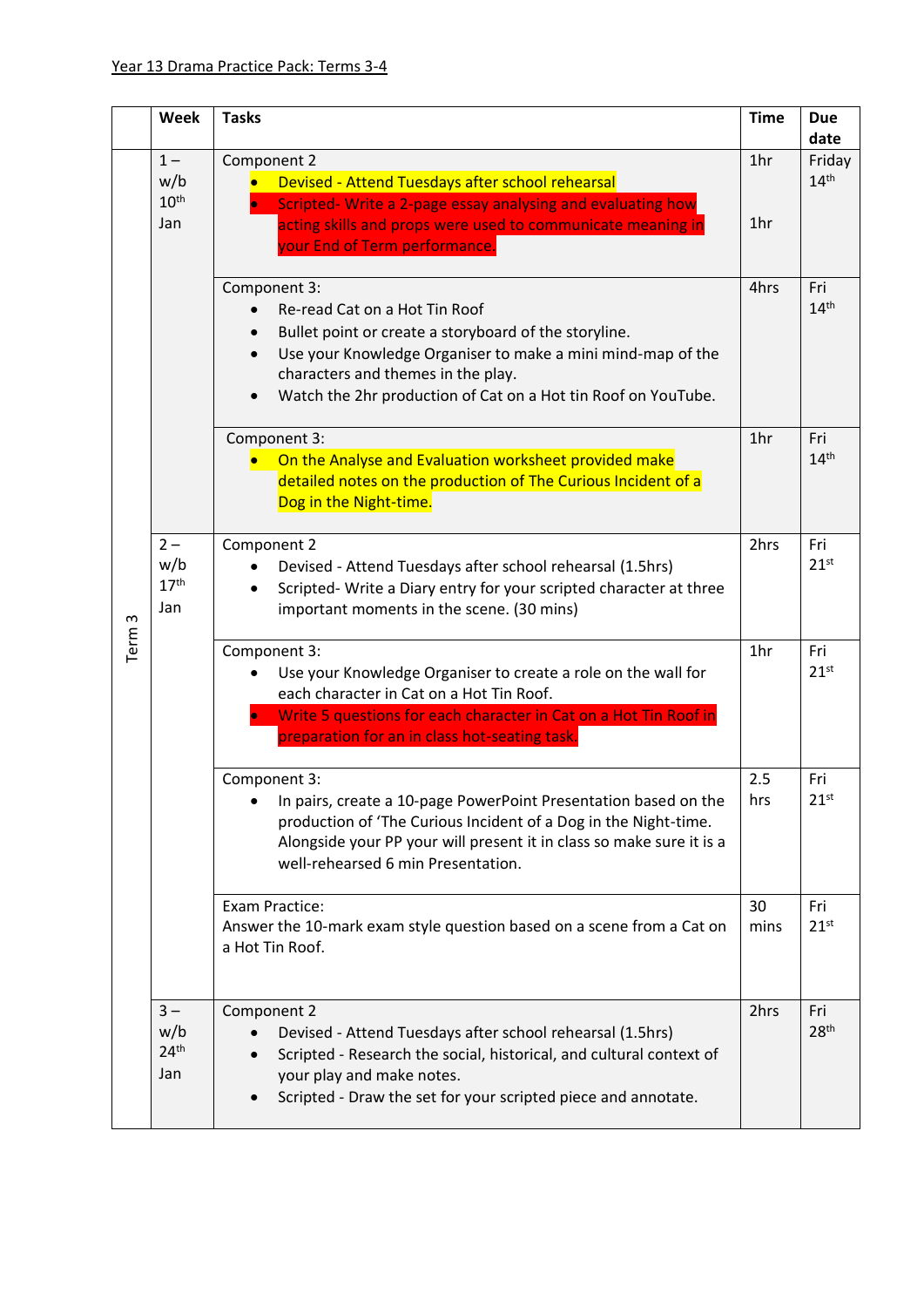Year 13 Drama Practice Pack: Terms 3-4

| | Week | Tasks | Time | Due date |
|---|---|---|---|---|
| Term 3 | 1 – w/b 10th Jan | Component 2<br>• Devised - Attend Tuesdays after school rehearsal<br>• Scripted- Write a 2-page essay analysing and evaluating how acting skills and props were used to communicate meaning in your End of Term performance. | 1hr<br><br>1hr | Friday 14th |
| | | Component 3:<br>• Re-read Cat on a Hot Tin Roof<br>• Bullet point or create a storyboard of the storyline.<br>• Use your Knowledge Organiser to make a mini mind-map of the characters and themes in the play.<br>• Watch the 2hr production of Cat on a Hot tin Roof on YouTube. | 4hrs | Fri 14th |
| | | Component 3:<br>• On the Analyse and Evaluation worksheet provided make detailed notes on the production of The Curious Incident of a Dog in the Night-time. | 1hr | Fri 14th |
| | 2 – w/b 17th Jan | Component 2<br>• Devised - Attend Tuesdays after school rehearsal (1.5hrs)<br>• Scripted- Write a Diary entry for your scripted character at three important moments in the scene. (30 mins) | 2hrs | Fri 21st |
| | | Component 3:<br>• Use your Knowledge Organiser to create a role on the wall for each character in Cat on a Hot Tin Roof.<br>• Write 5 questions for each character in Cat on a Hot Tin Roof in preparation for an in class hot-seating task. | 1hr | Fri 21st |
| | | Component 3:<br>• In pairs, create a 10-page PowerPoint Presentation based on the production of 'The Curious Incident of a Dog in the Night-time. Alongside your PP your will present it in class so make sure it is a well-rehearsed 6 min Presentation. | 2.5 hrs | Fri 21st |
| | | Exam Practice:<br>Answer the 10-mark exam style question based on a scene from a Cat on a Hot Tin Roof. | 30 mins | Fri 21st |
| | 3 – w/b 24th Jan | Component 2<br>• Devised - Attend Tuesdays after school rehearsal (1.5hrs)<br>• Scripted - Research the social, historical, and cultural context of your play and make notes.<br>• Scripted - Draw the set for your scripted piece and annotate. | 2hrs | Fri 28th |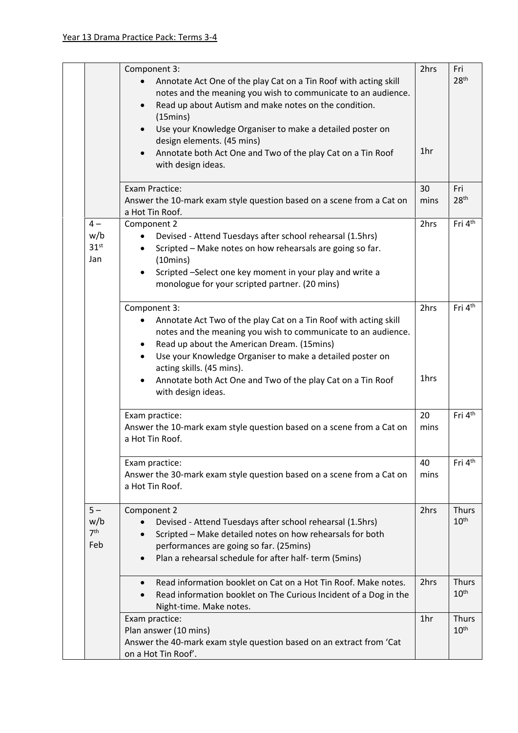Year 13 Drama Practice Pack: Terms 3-4

| | | | | |
|---|---|---|---|---|
| | | Component 3:<br>• Annotate Act One of the play Cat on a Tin Roof with acting skill notes and the meaning you wish to communicate to an audience.<br>• Read up about Autism and make notes on the condition. (15mins)<br>• Use your Knowledge Organiser to make a detailed poster on design elements. (45 mins)<br>• Annotate both Act One and Two of the play Cat on a Tin Roof with design ideas. | 2hrs<br><br>1hr | Fri 28th |
| | | Exam Practice:<br>Answer the 10-mark exam style question based on a scene from a Cat on a Hot Tin Roof. | 30 mins | Fri 28th |
| | 4 – w/b 31st Jan | Component 2<br>• Devised - Attend Tuesdays after school rehearsal (1.5hrs)<br>• Scripted – Make notes on how rehearsals are going so far. (10mins)<br>• Scripted –Select one key moment in your play and write a monologue for your scripted partner. (20 mins) | 2hrs | Fri 4th |
| | | Component 3:<br>• Annotate Act Two of the play Cat on a Tin Roof with acting skill notes and the meaning you wish to communicate to an audience.<br>• Read up about the American Dream. (15mins)<br>• Use your Knowledge Organiser to make a detailed poster on acting skills. (45 mins).<br>• Annotate both Act One and Two of the play Cat on a Tin Roof with design ideas. | 2hrs<br><br>1hrs | Fri 4th |
| | | Exam practice:<br>Answer the 10-mark exam style question based on a scene from a Cat on a Hot Tin Roof. | 20 mins | Fri 4th |
| | | Exam practice:<br>Answer the 30-mark exam style question based on a scene from a Cat on a Hot Tin Roof. | 40 mins | Fri 4th |
| | 5 – w/b 7th Feb | Component 2<br>• Devised - Attend Tuesdays after school rehearsal (1.5hrs)<br>• Scripted – Make detailed notes on how rehearsals for both performances are going so far. (25mins)<br>• Plan a rehearsal schedule for after half- term (5mins) | 2hrs | Thurs 10th |
| | | • Read information booklet on Cat on a Hot Tin Roof. Make notes.<br>• Read information booklet on The Curious Incident of a Dog in the Night-time. Make notes. | 2hrs | Thurs 10th |
| | | Exam practice:<br>Plan answer (10 mins)<br>Answer the 40-mark exam style question based on an extract from 'Cat on a Hot Tin Roof'. | 1hr | Thurs 10th |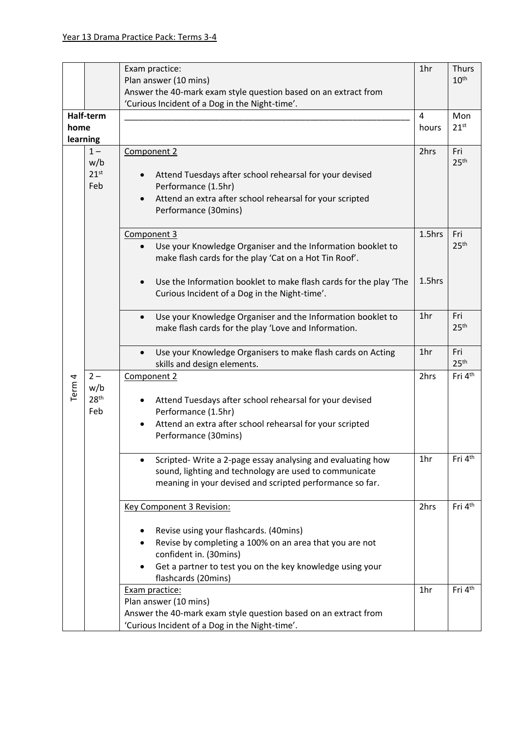Year 13 Drama Practice Pack: Terms 3-4

| | | | | |
|---|---|---|---|---|
| | | Exam practice:<br>Plan answer (10 mins)<br>Answer the 40-mark exam style question based on an extract from 'Curious Incident of a Dog in the Night-time'. | 1hr | Thurs 10th |
| **Half-term home learning** | | ___________________________________________________________ | 4 hours | Mon 21st |
| Term 4 | 1 – w/b 21st Feb | Component 2<br><br>• Attend Tuesdays after school rehearsal for your devised Performance (1.5hr)<br>• Attend an extra after school rehearsal for your scripted Performance (30mins) | 2hrs | Fri 25th |
| | | Component 3<br>• Use your Knowledge Organiser and the Information booklet to make flash cards for the play 'Cat on a Hot Tin Roof'. | 1.5hrs | Fri 25th |
| | | • Use the Information booklet to make flash cards for the play 'The Curious Incident of a Dog in the Night-time'. | 1.5hrs | |
| | | • Use your Knowledge Organiser and the Information booklet to make flash cards for the play 'Love and Information. | 1hr | Fri 25th |
| | | • Use your Knowledge Organisers to make flash cards on Acting skills and design elements. | 1hr | Fri 25th |
| | 2 – w/b 28th Feb | Component 2<br><br>• Attend Tuesdays after school rehearsal for your devised Performance (1.5hr)<br>• Attend an extra after school rehearsal for your scripted Performance (30mins) | 2hrs | Fri 4th |
| | | • Scripted- Write a 2-page essay analysing and evaluating how sound, lighting and technology are used to communicate meaning in your devised and scripted performance so far. | 1hr | Fri 4th |
| | | Key Component 3 Revision:<br><br>• Revise using your flashcards. (40mins)<br>• Revise by completing a 100% on an area that you are not confident in. (30mins)<br>• Get a partner to test you on the key knowledge using your flashcards (20mins) | 2hrs | Fri 4th |
| | | Exam practice:<br>Plan answer (10 mins)<br>Answer the 40-mark exam style question based on an extract from 'Curious Incident of a Dog in the Night-time'. | 1hr | Fri 4th |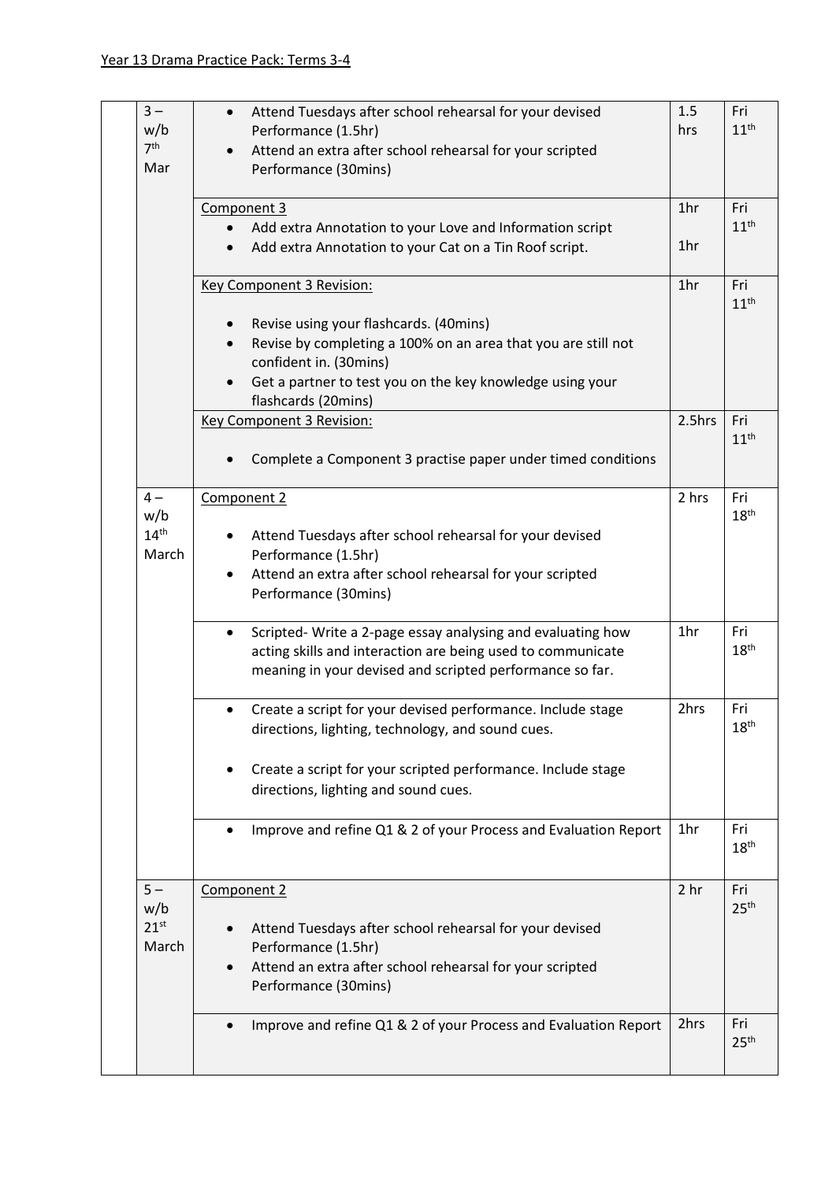Year 13 Drama Practice Pack: Terms 3-4

| | | | | |
|---|---|---|---|---|
| | 3 – w/b 7th Mar | • Attend Tuesdays after school rehearsal for your devised Performance (1.5hr)<br>• Attend an extra after school rehearsal for your scripted Performance (30mins) | 1.5 hrs | Fri 11th |
| | | Component 3<br>• Add extra Annotation to your Love and Information script<br>• Add extra Annotation to your Cat on a Tin Roof script. | 1hr<br><br>1hr | Fri 11th |
| | | Key Component 3 Revision:<br>• Revise using your flashcards. (40mins)<br>• Revise by completing a 100% on an area that you are still not confident in. (30mins)<br>• Get a partner to test you on the key knowledge using your flashcards (20mins) | 1hr | Fri 11th |
| | | Key Component 3 Revision:<br>• Complete a Component 3 practise paper under timed conditions | 2.5hrs | Fri 11th |
| | 4 – w/b 14th March | Component 2<br>• Attend Tuesdays after school rehearsal for your devised Performance (1.5hr)<br>• Attend an extra after school rehearsal for your scripted Performance (30mins) | 2 hrs | Fri 18th |
| | | • Scripted- Write a 2-page essay analysing and evaluating how acting skills and interaction are being used to communicate meaning in your devised and scripted performance so far. | 1hr | Fri 18th |
| | | • Create a script for your devised performance. Include stage directions, lighting, technology, and sound cues.<br>• Create a script for your scripted performance. Include stage directions, lighting and sound cues. | 2hrs | Fri 18th |
| | | • Improve and refine Q1 & 2 of your Process and Evaluation Report | 1hr | Fri 18th |
| | 5 – w/b 21st March | Component 2<br>• Attend Tuesdays after school rehearsal for your devised Performance (1.5hr)<br>• Attend an extra after school rehearsal for your scripted Performance (30mins) | 2 hr | Fri 25th |
| | | • Improve and refine Q1 & 2 of your Process and Evaluation Report | 2hrs | Fri 25th |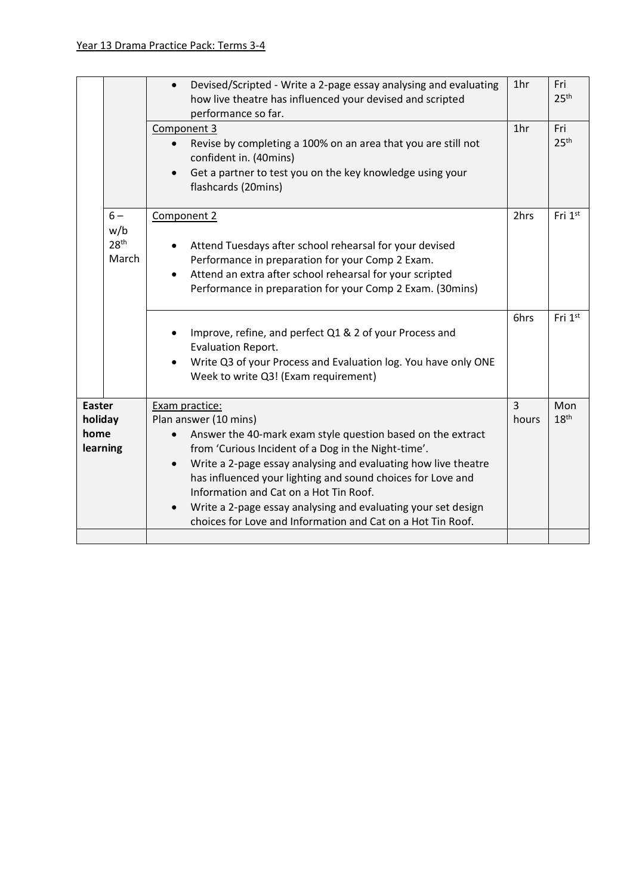Year 13 Drama Practice Pack: Terms 3-4

| | | | | |
|---|---|---|---|---|
| | | • Devised/Scripted - Write a 2-page essay analysing and evaluating how live theatre has influenced your devised and scripted performance so far. | 1hr | Fri 25th |
| | | Component 3<br>• Revise by completing a 100% on an area that you are still not confident in. (40mins)<br>• Get a partner to test you on the key knowledge using your flashcards (20mins) | 1hr | Fri 25th |
| | 6 – w/b 28th March | Component 2<br>• Attend Tuesdays after school rehearsal for your devised Performance in preparation for your Comp 2 Exam.<br>• Attend an extra after school rehearsal for your scripted Performance in preparation for your Comp 2 Exam. (30mins) | 2hrs | Fri 1st |
| | | • Improve, refine, and perfect Q1 & 2 of your Process and Evaluation Report.<br>• Write Q3 of your Process and Evaluation log. You have only ONE Week to write Q3! (Exam requirement) | 6hrs | Fri 1st |
| **Easter holiday home learning** | | Exam practice:<br>Plan answer (10 mins)<br>• Answer the 40-mark exam style question based on the extract from 'Curious Incident of a Dog in the Night-time'.<br>• Write a 2-page essay analysing and evaluating how live theatre has influenced your lighting and sound choices for Love and Information and Cat on a Hot Tin Roof.<br>• Write a 2-page essay analysing and evaluating your set design choices for Love and Information and Cat on a Hot Tin Roof. | 3 hours | Mon 18th |
| | | | | |